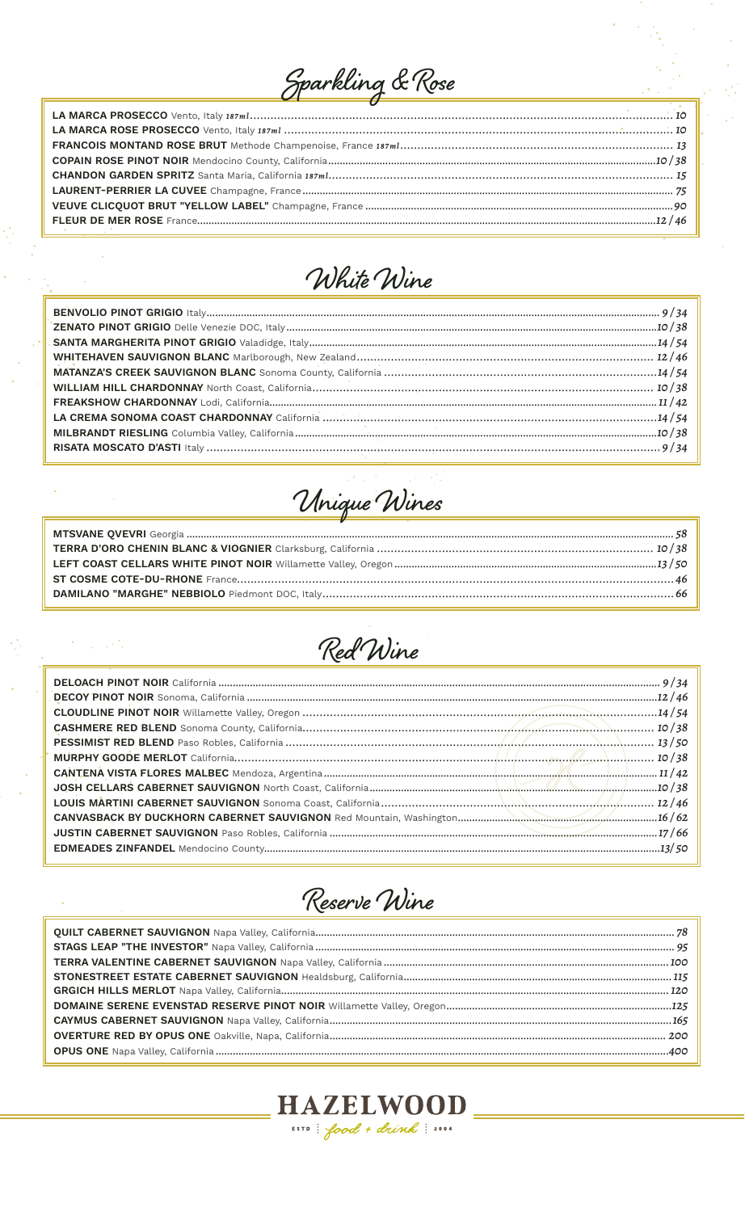## Sparkling & Rose

**LA MARCA PROSECCO** Vento, Italy *187ml* ........ 10
**LA MARCA ROSE PROSECCO** Vento, Italy *187ml* ........ 10
**FRANCOIS MONTAND ROSE BRUT** Methode Champenoise, France *187ml* ........ 13
**COPAIN ROSE PINOT NOIR** Mendocino County, California ........ 10 / 38
**CHANDON GARDEN SPRITZ** Santa Maria, California *187ml* ........ 15
**LAURENT-PERRIER LA CUVEE** Champagne, France ........ 75
**VEUVE CLICQUOT BRUT "YELLOW LABEL"** Champagne, France ........ 90
**FLEUR DE MER ROSE** France ........ 12 / 46

## White Wine

**BENVOLIO PINOT GRIGIO** Italy ........ 9 / 34
**ZENATO PINOT GRIGIO** Delle Venezie DOC, Italy ........ 10 / 38
**SANTA MARGHERITA PINOT GRIGIO** Valadidge, Italy ........ 14 / 54
**WHITEHAVEN SAUVIGNON BLANC** Marlborough, New Zealand ........ 12 / 46
**MATANZA'S CREEK SAUVIGNON BLANC** Sonoma County, California ........ 14 / 54
**WILLIAM HILL CHARDONNAY** North Coast, California ........ 10 / 38
**FREAKSHOW CHARDONNAY** Lodi, California ........ 11 / 42
**LA CREMA SONOMA COAST CHARDONNAY** California ........ 14 / 54
**MILBRANDT RIESLING** Columbia Valley, California ........ 10 / 38
**RISATA MOSCATO D'ASTI** Italy ........ 9 / 34

## Unique Wines

**MTSVANE QVEVRI** Georgia ........ 58
**TERRA D'ORO CHENIN BLANC & VIOGNIER** Clarksburg, California ........ 10 / 38
**LEFT COAST CELLARS WHITE PINOT NOIR** Willamette Valley, Oregon ........ 13 / 50
**ST COSME COTE-DU-RHONE** France ........ 46
**DAMILANO "MARGHE" NEBBIOLO** Piedmont DOC, Italy ........ 66

## Red Wine

**DELOACH PINOT NOIR** California ........ 9 / 34
**DECOY PINOT NOIR** Sonoma, California ........ 12 / 46
**CLOUDLINE PINOT NOIR** Willamette Valley, Oregon ........ 14 / 54
**CASHMERE RED BLEND** Sonoma County, California ........ 10 / 38
**PESSIMIST RED BLEND** Paso Robles, California ........ 13 / 50
**MURPHY GOODE MERLOT** California ........ 10 / 38
**CANTENA VISTA FLORES MALBEC** Mendoza, Argentina ........ 11 / 42
**JOSH CELLARS CABERNET SAUVIGNON** North Coast, California ........ 10 / 38
**LOUIS MARTINI CABERNET SAUVIGNON** Sonoma Coast, California ........ 12 / 46
**CANVASBACK BY DUCKHORN CABERNET SAUVIGNON** Red Mountain, Washington ........ 16 / 62
**JUSTIN CABERNET SAUVIGNON** Paso Robles, California ........ 17 / 66
**EDMEADES ZINFANDEL** Mendocino County ........ 13 / 50

## Reserve Wine

**QUILT CABERNET SAUVIGNON** Napa Valley, California ........ 78
**STAGS LEAP "THE INVESTOR"** Napa Valley, California ........ 95
**TERRA VALENTINE CABERNET SAUVIGNON** Napa Valley, California ........ 100
**STONESTREET ESTATE CABERNET SAUVIGNON** Healdsburg, California ........ 115
**GRGICH HILLS MERLOT** Napa Valley, California ........ 120
**DOMAINE SERENE EVENSTAD RESERVE PINOT NOIR** Willamette Valley, Oregon ........ 125
**CAYMUS CABERNET SAUVIGNON** Napa Valley, California ........ 165
**OVERTURE RED BY OPUS ONE** Oakville, Napa, California ........ 200
**OPUS ONE** Napa Valley, California ........ 400

**HAZELWOOD**
ESTD | *food + drink* | 2004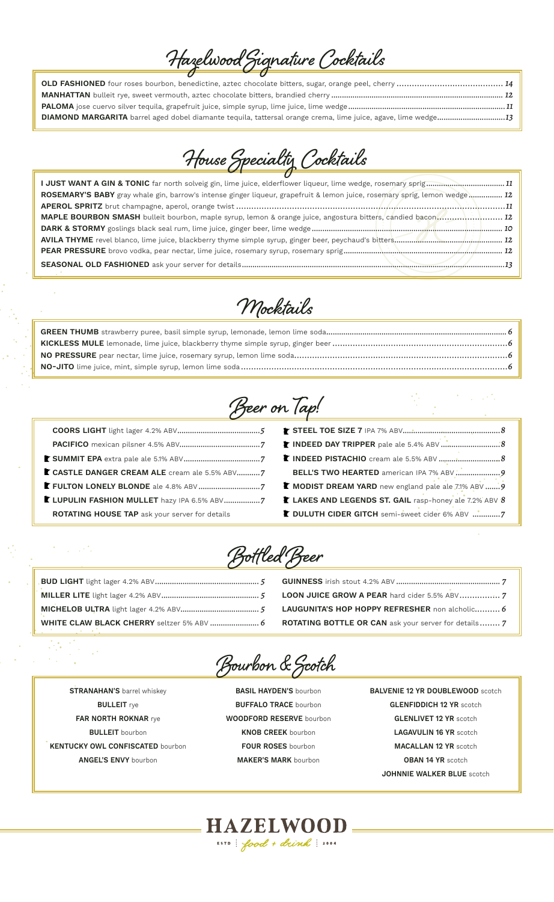# Hazelwood Signature Cocktails

**OLD FASHIONED** four roses bourbon, benedictine, aztec chocolate bitters, sugar, orange peel, cherry ........ *14*
**MANHATTAN** bulleit rye, sweet vermouth, aztec chocolate bitters, brandied cherry ........ *12*
**PALOMA** jose cuervo silver tequila, grapefruit juice, simple syrup, lime juice, lime wedge ........ *11*
**DIAMOND MARGARITA** barrel aged dobel diamante tequila, tattersal orange crema, lime juice, agave, lime wedge ........ *13*

# House Specialty Cocktails

**I JUST WANT A GIN & TONIC** far north solveig gin, lime juice, elderflower liqueur, lime wedge, rosemary sprig ........ *11*
**ROSEMARY'S BABY** gray whale gin, barrow's intense ginger liqueur, grapefruit & lemon juice, rosemary sprig, lemon wedge ........ *12*
**APEROL SPRITZ** brut champagne, aperol, orange twist ........ *11*
**MAPLE BOURBON SMASH** bulleit bourbon, maple syrup, lemon & orange juice, angostura bitters, candied bacon ........ *12*
**DARK & STORMY** goslings black seal rum, lime juice, ginger beer, lime wedge ........ *10*
**AVILA THYME** revel blanco, lime juice, blackberry thyme simple syrup, ginger beer, peychaud's bitters ........ *12*
**PEAR PRESSURE** brovo vodka, pear nectar, lime juice, rosemary syrup, rosemary sprig ........ *12*

**SEASONAL OLD FASHIONED** ask your server for details ........ *13*

# Mocktails

**GREEN THUMB** strawberry puree, basil simple syrup, lemonade, lemon lime soda ........ *6*
**KICKLESS MULE** lemonade, lime juice, blackberry thyme simple syrup, ginger beer ........ *6*
**NO PRESSURE** pear nectar, lime juice, rosemary syrup, lemon lime soda ........ *6*
**NO-JITO** lime juice, mint, simple syrup, lemon lime soda ........ *6*

# Beer on Tap!

**COORS LIGHT** light lager 4.2% ABV ........ *5*
**PACIFICO** mexican pilsner 4.5% ABV ........ *7*
**SUMMIT EPA** extra pale ale 5.1% ABV ........ *7*
**CASTLE DANGER CREAM ALE** cream ale 5.5% ABV ........ *7*
**FULTON LONELY BLONDE** ale 4.8% ABV ........ *7*
**LUPULIN FASHION MULLET** hazy IPA 6.5% ABV ........ *7*
**ROTATING HOUSE TAP** ask your server for details

**STEEL TOE SIZE 7** IPA 7% ABV ........ *8*
**INDEED DAY TRIPPER** pale ale 5.4% ABV ........ *8*
**INDEED PISTACHIO** cream ale 5.5% ABV ........ *8*
**BELL'S TWO HEARTED** american IPA 7% ABV ........ *9*
**MODIST DREAM YARD** new england pale ale 7.1% ABV ........ *9*
**LAKES AND LEGENDS ST. GAIL** rasp-honey ale 7.2% ABV *8*
**DULUTH CIDER GITCH** semi-sweet cider 6% ABV ........ *7*

# Bottled Beer

**BUD LIGHT** light lager 4.2% ABV ........ *5*
**MILLER LITE** light lager 4.2% ABV ........ *5*
**MICHELOB ULTRA** light lager 4.2% ABV ........ *5*
**WHITE CLAW BLACK CHERRY** seltzer 5% ABV ........ *6*

**GUINNESS** irish stout 4.2% ABV ........ *7*
**LOON JUICE GROW A PEAR** hard cider 5.5% ABV ........ *7*
**LAUGUNITA'S HOP HOPPY REFRESHER** non alcholic ........ *6*
**ROTATING BOTTLE OR CAN** ask your server for details ........ *7*

# Bourbon & Scotch

**STRANAHAN'S** barrel whiskey
**BULLEIT** rye
**FAR NORTH ROKNAR** rye
**BULLEIT** bourbon
**KENTUCKY OWL CONFISCATED** bourbon
**ANGEL'S ENVY** bourbon

**BASIL HAYDEN'S** bourbon
**BUFFALO TRACE** bourbon
**WOODFORD RESERVE** bourbon
**KNOB CREEK** bourbon
**FOUR ROSES** bourbon
**MAKER'S MARK** bourbon

**BALVENIE 12 YR DOUBLEWOOD** scotch
**GLENFIDDICH 12 YR** scotch
**GLENLIVET 12 YR** scotch
**LAGAVULIN 16 YR** scotch
**MACALLAN 12 YR** scotch
**OBAN 14 YR** scotch
**JOHNNIE WALKER BLUE** scotch

**HAZELWOOD**
ESTD | *food + drink* | 2004